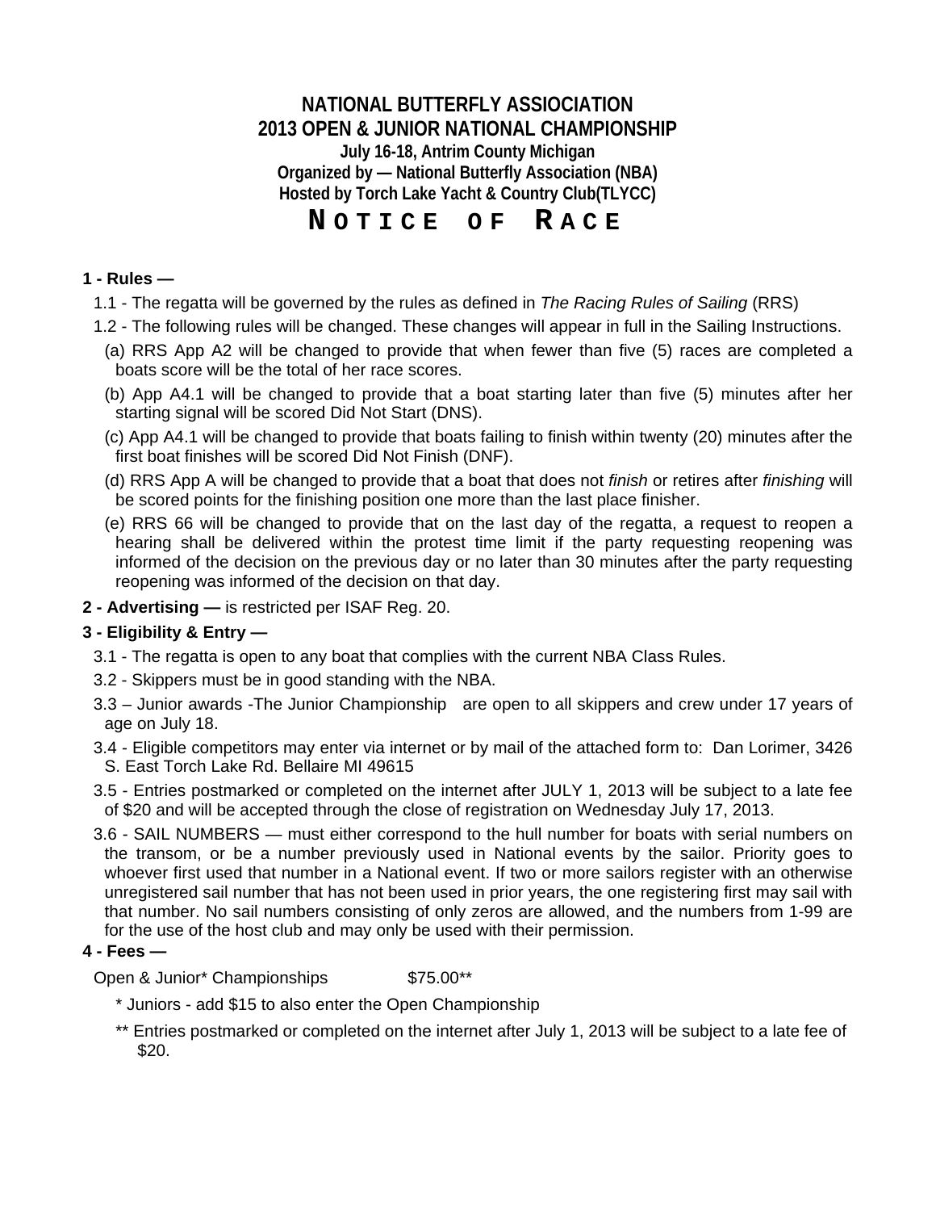# NATIONAL BUTTERFLY ASSIOCIATION
# 2013 OPEN & JUNIOR NATIONAL CHAMPIONSHIP

**July 16-18, Antrim County Michigan**
**Organized by — National Butterfly Association (NBA)**
**Hosted by Torch Lake Yacht & Country Club(TLYCC)**

# NOTICE OF RACE

**1 - Rules —**

1.1 - The regatta will be governed by the rules as defined in *The Racing Rules of Sailing* (RRS)

1.2 - The following rules will be changed. These changes will appear in full in the Sailing Instructions.

(a) RRS App A2 will be changed to provide that when fewer than five (5) races are completed a boats score will be the total of her race scores.

(b) App A4.1 will be changed to provide that a boat starting later than five (5) minutes after her starting signal will be scored Did Not Start (DNS).

(c) App A4.1 will be changed to provide that boats failing to finish within twenty (20) minutes after the first boat finishes will be scored Did Not Finish (DNF).

(d) RRS App A will be changed to provide that a boat that does not *finish* or retires after *finishing* will be scored points for the finishing position one more than the last place finisher.

(e) RRS 66 will be changed to provide that on the last day of the regatta, a request to reopen a hearing shall be delivered within the protest time limit if the party requesting reopening was informed of the decision on the previous day or no later than 30 minutes after the party requesting reopening was informed of the decision on that day.

**2 - Advertising —** is restricted per ISAF Reg. 20.

**3 - Eligibility & Entry —**

3.1 - The regatta is open to any boat that complies with the current NBA Class Rules.

3.2 - Skippers must be in good standing with the NBA.

3.3 – Junior awards -The Junior Championship are open to all skippers and crew under 17 years of age on July 18.

3.4 - Eligible competitors may enter via internet or by mail of the attached form to: Dan Lorimer, 3426 S. East Torch Lake Rd. Bellaire MI 49615

3.5 - Entries postmarked or completed on the internet after JULY 1, 2013 will be subject to a late fee of $20 and will be accepted through the close of registration on Wednesday July 17, 2013.

3.6 - SAIL NUMBERS — must either correspond to the hull number for boats with serial numbers on the transom, or be a number previously used in National events by the sailor. Priority goes to whoever first used that number in a National event. If two or more sailors register with an otherwise unregistered sail number that has not been used in prior years, the one registering first may sail with that number. No sail numbers consisting of only zeros are allowed, and the numbers from 1-99 are for the use of the host club and may only be used with their permission.

**4 - Fees —**

Open & Junior* Championships $75.00**

* Juniors - add $15 to also enter the Open Championship

** Entries postmarked or completed on the internet after July 1, 2013 will be subject to a late fee of $20.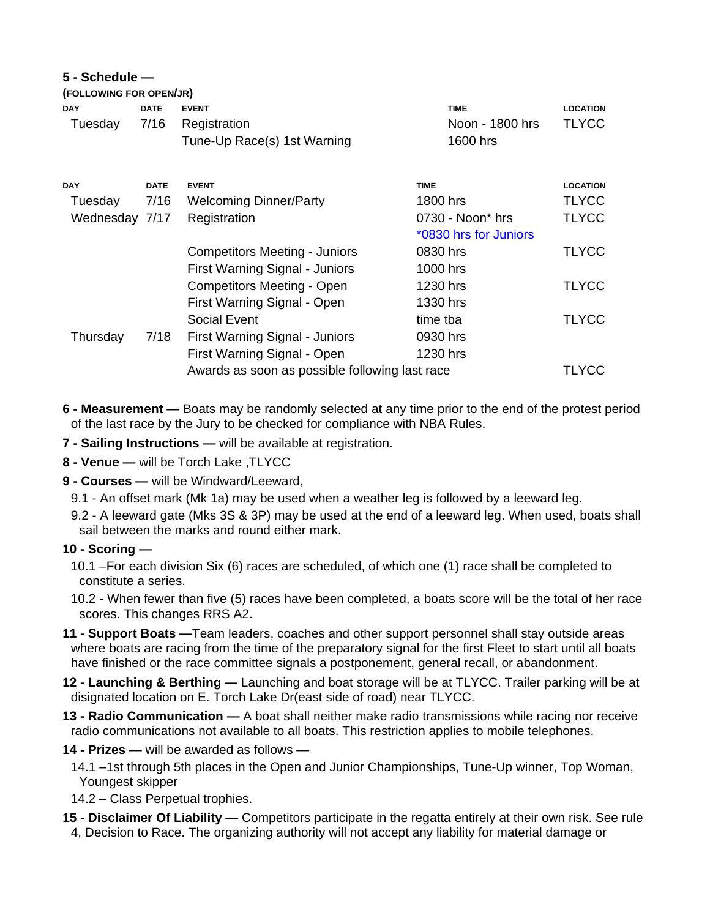**5 - Schedule —**

**(FOLLOWING FOR OPEN/JR)**

| DAY | DATE | EVENT | TIME | LOCATION |
|---|---|---|---|---|
| Tuesday | 7/16 | Registration | Noon - 1800 hrs | TLYCC |
| | | Tune-Up Race(s) 1st Warning | 1600 hrs | |

| DAY | DATE | EVENT | TIME | LOCATION |
|---|---|---|---|---|
| Tuesday | 7/16 | Welcoming Dinner/Party | 1800 hrs | TLYCC |
| Wednesday | 7/17 | Registration | 0730 - Noon* hrs<br>*0830 hrs for Juniors | TLYCC |
| | | Competitors Meeting - Juniors | 0830 hrs | TLYCC |
| | | First Warning Signal - Juniors | 1000 hrs | |
| | | Competitors Meeting - Open | 1230 hrs | TLYCC |
| | | First Warning Signal - Open | 1330 hrs | |
| | | Social Event | time tba | TLYCC |
| Thursday | 7/18 | First Warning Signal - Juniors | 0930 hrs | |
| | | First Warning Signal - Open | 1230 hrs | |
| | | Awards as soon as possible following last race | | TLYCC |

**6 - Measurement —** Boats may be randomly selected at any time prior to the end of the protest period of the last race by the Jury to be checked for compliance with NBA Rules.

**7 - Sailing Instructions —** will be available at registration.

**8 - Venue —** will be Torch Lake ,TLYCC

**9 - Courses —** will be Windward/Leeward,

9.1 - An offset mark (Mk 1a) may be used when a weather leg is followed by a leeward leg.

9.2 - A leeward gate (Mks 3S & 3P) may be used at the end of a leeward leg. When used, boats shall sail between the marks and round either mark.

**10 - Scoring —**

10.1 –For each division Six (6) races are scheduled, of which one (1) race shall be completed to constitute a series.

10.2 - When fewer than five (5) races have been completed, a boats score will be the total of her race scores. This changes RRS A2.

**11 - Support Boats —**Team leaders, coaches and other support personnel shall stay outside areas where boats are racing from the time of the preparatory signal for the first Fleet to start until all boats have finished or the race committee signals a postponement, general recall, or abandonment.

**12 - Launching & Berthing —** Launching and boat storage will be at TLYCC. Trailer parking will be at disignated location on E. Torch Lake Dr(east side of road) near TLYCC.

**13 - Radio Communication —** A boat shall neither make radio transmissions while racing nor receive radio communications not available to all boats. This restriction applies to mobile telephones.

**14 - Prizes —** will be awarded as follows —

14.1 –1st through 5th places in the Open and Junior Championships, Tune-Up winner, Top Woman, Youngest skipper

14.2 – Class Perpetual trophies.

**15 - Disclaimer Of Liability —** Competitors participate in the regatta entirely at their own risk. See rule 4, Decision to Race. The organizing authority will not accept any liability for material damage or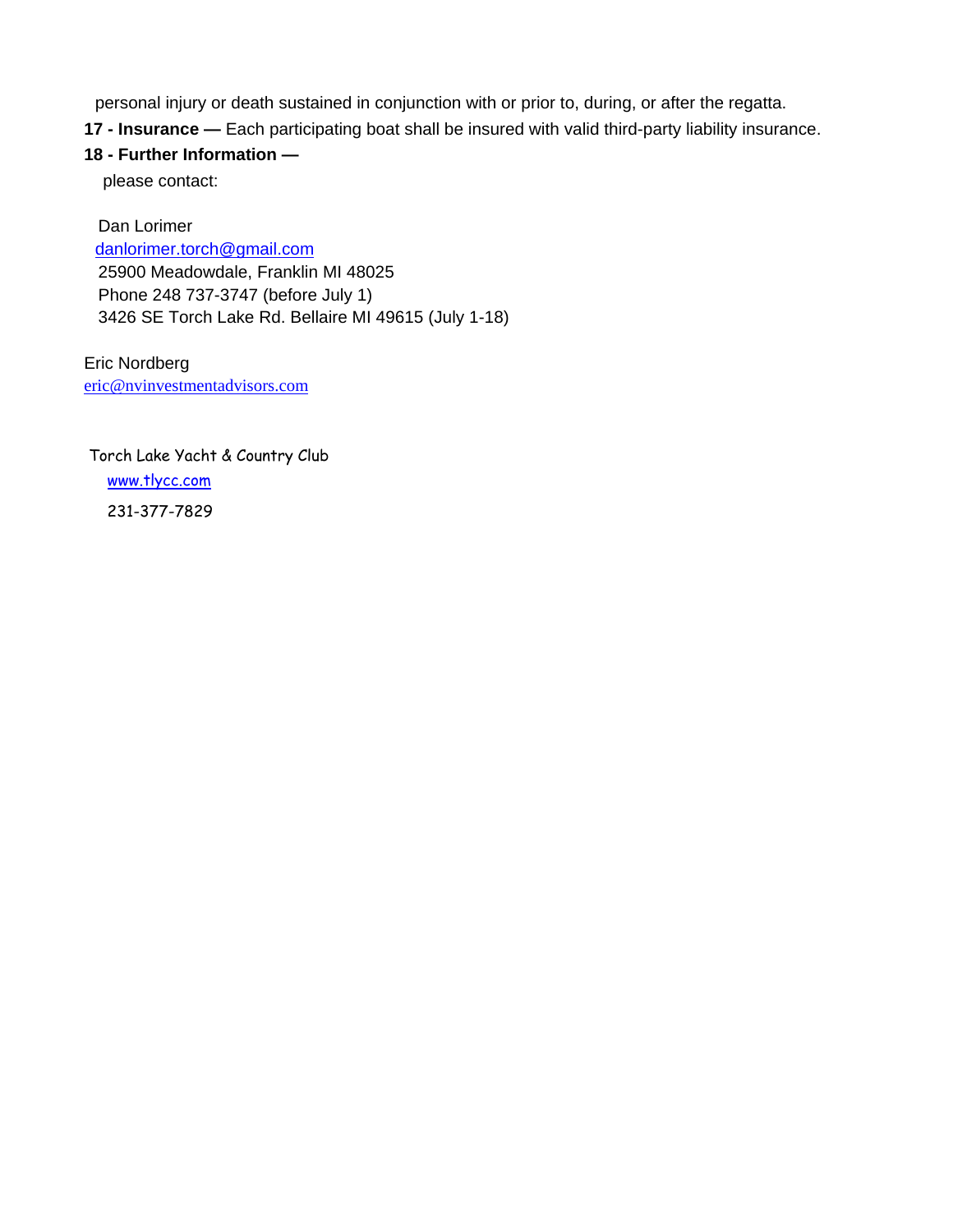personal injury or death sustained in conjunction with or prior to, during, or after the regatta.

**17 - Insurance —** Each participating boat shall be insured with valid third-party liability insurance.

**18 - Further Information —**

please contact:

Dan Lorimer
danlorimer.torch@gmail.com
25900 Meadowdale, Franklin MI 48025
Phone 248 737-3747 (before July 1)
3426 SE Torch Lake Rd. Bellaire MI 49615 (July 1-18)

Eric Nordberg
eric@nvinvestmentadvisors.com

Torch Lake Yacht & Country Club
www.tlycc.com
231-377-7829